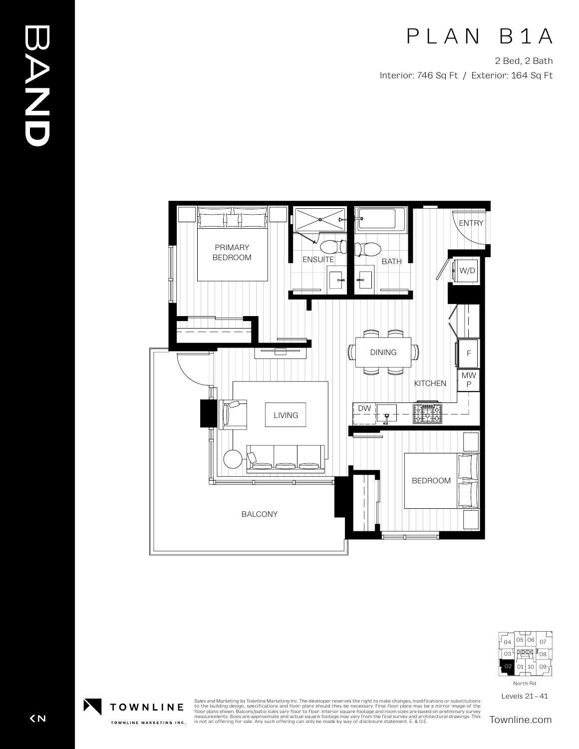BAND

# PLAN B1A

2 Bed, 2 Bath

Interior: 746 Sq Ft / Exterior: 164 Sq Ft

PRIMARY BEDROOM

ENSUITE

BATH

ENTRY

W/D

DINING

F

MW P

KITCHEN

DW

LIVING

BEDROOM

BALCONY

04 05 06 07

03 08

02 01 10 09

North Rd

Levels 21 – 41

TOWNLINE

TOWNLINE MARKETING INC.

Sales and Marketing by Townline Marketing Inc. The developer reserves the right to make changes, modifications or substitutions to the building design, specifications and floor plans should they be necessary. Final floor plans may be a mirror image of the floor plans shown. Balcony/patio sizes vary floor to floor. Interior square footage and room sizes are based on preliminary survey measurements. Sizes are approximate and actual square footage may vary from the final survey and architectural drawings. This is not an offering for sale. Any such offering can only be made by way of disclosure statement. E. & O.E.

Townline.com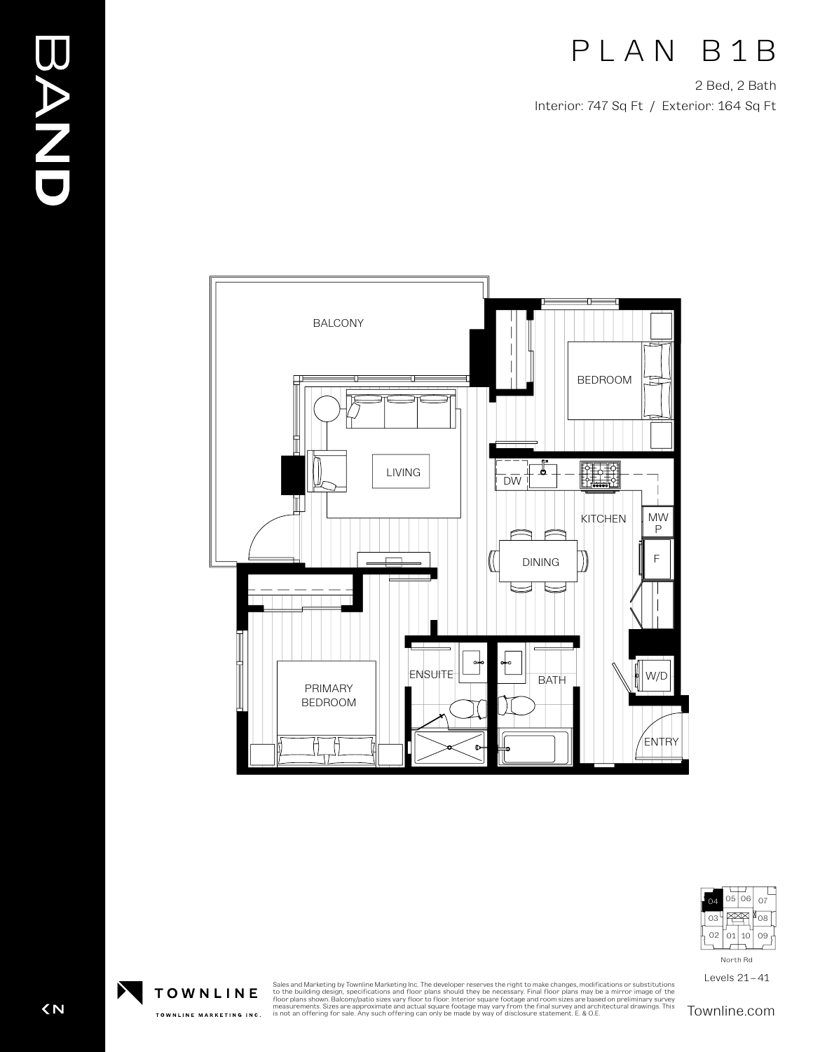# PLAN B1B

2 Bed, 2 Bath

Interior: 747 Sq Ft / Exterior: 164 Sq Ft

BALCONY

BEDROOM

LIVING

DW

KITCHEN

MW P

DINING

F

PRIMARY BEDROOM

ENSUITE

BATH

W/D

ENTRY

Levels 21 – 41

North Rd

Sales and Marketing by Townline Marketing Inc. The developer reserves the right to make changes, modifications or substitutions to the building design, specifications and floor plans should they be necessary. Final floor plans may be a mirror image of the floor plans shown. Balcony/patio sizes vary floor to floor. Interior square footage and room sizes are based on preliminary survey measurements. Sizes are approximate and actual square footage may vary from the final survey and architectural drawings. This is not an offering for sale. Any such offering can only be made by way of disclosure statement. E. & O.E.

TOWNLINE

TOWNLINE MARKETING INC.

Townline.com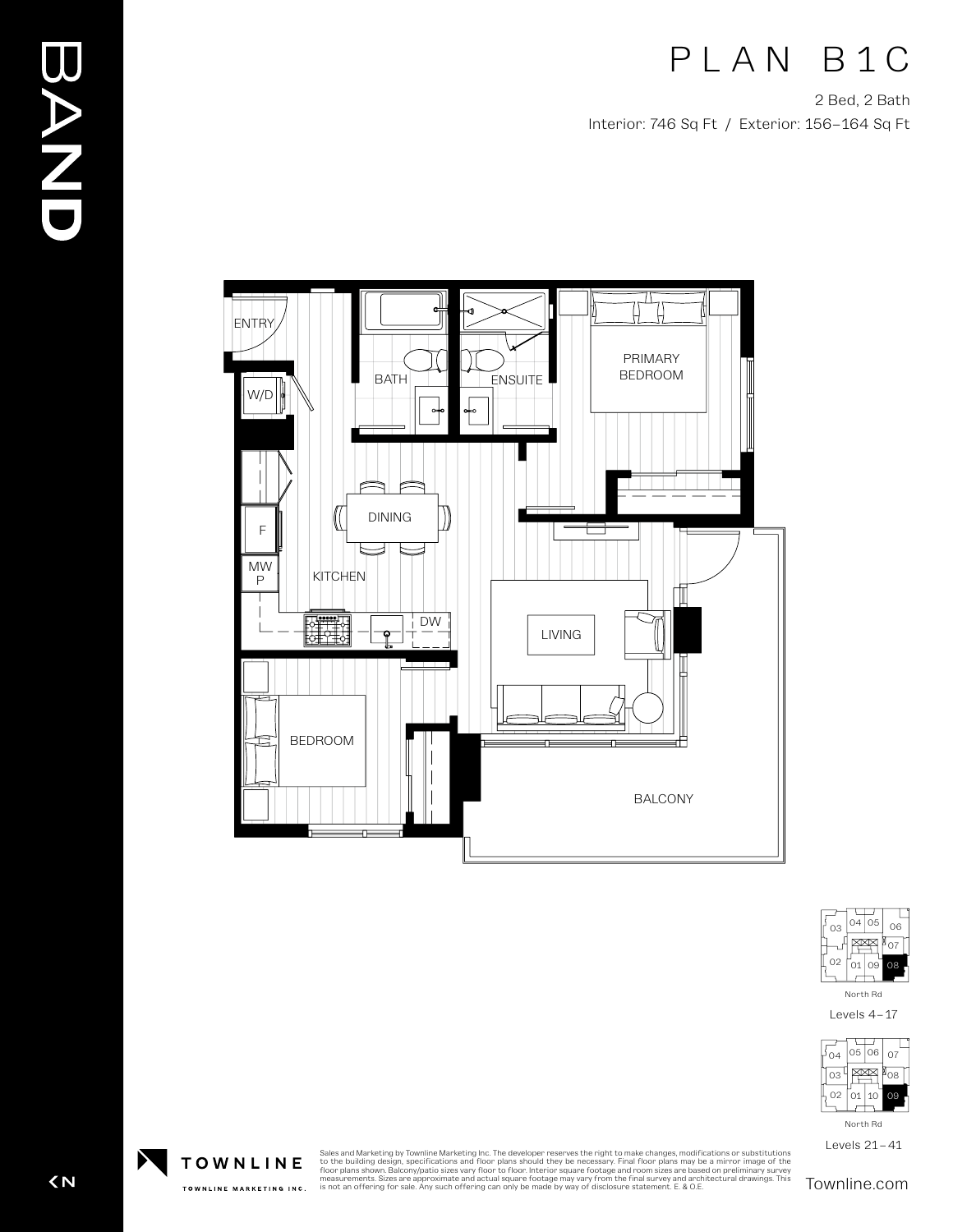BAND

# PLAN B1C

2 Bed, 2 Bath

Interior: 746 Sq Ft / Exterior: 156–164 Sq Ft

ENTRY

W/D

BATH

ENSUITE

PRIMARY BEDROOM

DINING

F

MW P

KITCHEN

DW

LIVING

BEDROOM

BALCONY

North Rd

Levels 4 – 17

North Rd

Levels 21 – 41

TOWNLINE

TOWNLINE MARKETING INC.

Sales and Marketing by Townline Marketing Inc. The developer reserves the right to make changes, modifications or substitutions to the building design, specifications and floor plans should they be necessary. Final floor plans may be a mirror image of the floor plans shown. Balcony/patio sizes vary floor to floor. Interior square footage and room sizes are based on preliminary survey measurements. Sizes are approximate and actual square footage may vary from the final survey and architectural drawings. This is not an offering for sale. Any such offering can only be made by way of disclosure statement. E. & O.E.

Townline.com